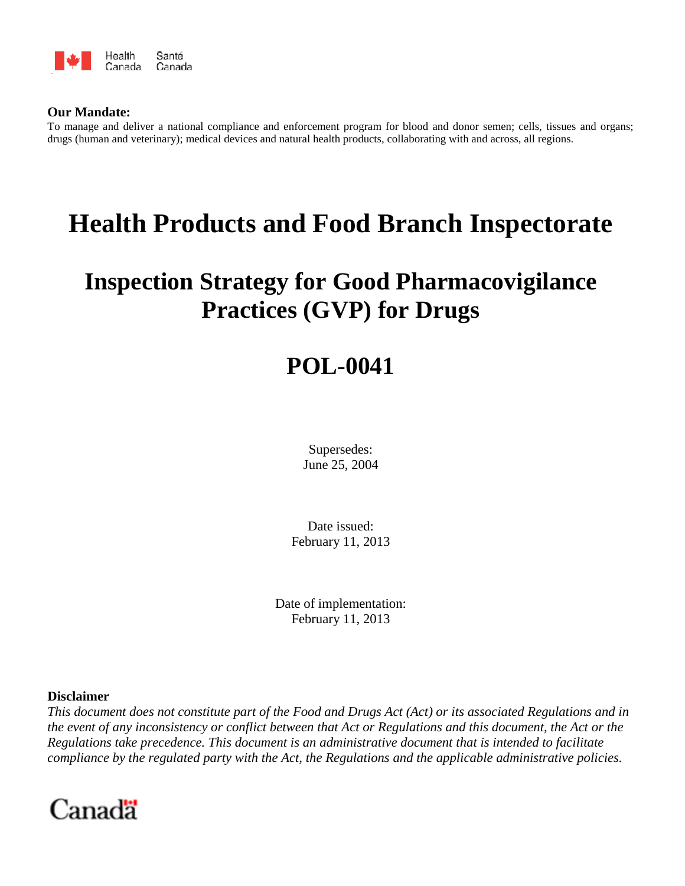Health Canada Santé Canada

**Our Mandate:**
To manage and deliver a national compliance and enforcement program for blood and donor semen; cells, tissues and organs; drugs (human and veterinary); medical devices and natural health products, collaborating with and across, all regions.

# Health Products and Food Branch Inspectorate

## Inspection Strategy for Good Pharmacovigilance Practices (GVP) for Drugs

## POL-0041

Supersedes:
June 25, 2004

Date issued:
February 11, 2013

Date of implementation:
February 11, 2013

**Disclaimer**
*This document does not constitute part of the Food and Drugs Act (Act) or its associated Regulations and in the event of any inconsistency or conflict between that Act or Regulations and this document, the Act or the Regulations take precedence. This document is an administrative document that is intended to facilitate compliance by the regulated party with the Act, the Regulations and the applicable administrative policies.*

Canada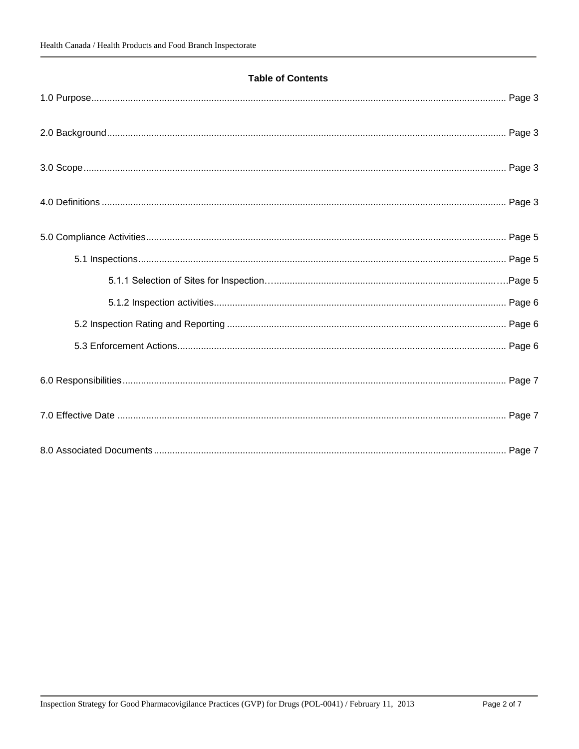**Table of Contents**

1.0 Purpose ........ Page 3

2.0 Background ........ Page 3

3.0 Scope ........ Page 3

4.0 Definitions ........ Page 3

5.0 Compliance Activities ........ Page 5

- 5.1 Inspections ........ Page 5
  - 5.1.1 Selection of Sites for Inspection ........ Page 5
  - 5.1.2 Inspection activities ........ Page 6
- 5.2 Inspection Rating and Reporting ........ Page 6
- 5.3 Enforcement Actions ........ Page 6

6.0 Responsibilities ........ Page 7

7.0 Effective Date ........ Page 7

8.0 Associated Documents ........ Page 7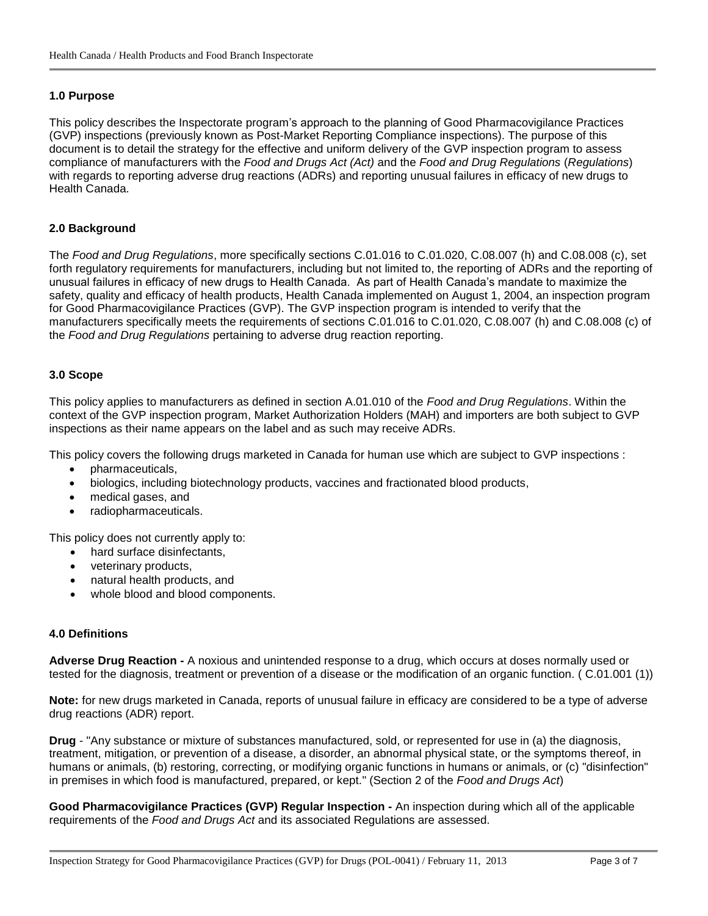## 1.0 Purpose

This policy describes the Inspectorate program's approach to the planning of Good Pharmacovigilance Practices (GVP) inspections (previously known as Post-Market Reporting Compliance inspections). The purpose of this document is to detail the strategy for the effective and uniform delivery of the GVP inspection program to assess compliance of manufacturers with the *Food and Drugs Act (Act)* and the *Food and Drug Regulations* (*Regulations*) with regards to reporting adverse drug reactions (ADRs) and reporting unusual failures in efficacy of new drugs to Health Canada.

## 2.0 Background

The *Food and Drug Regulations*, more specifically sections C.01.016 to C.01.020, C.08.007 (h) and C.08.008 (c), set forth regulatory requirements for manufacturers, including but not limited to, the reporting of ADRs and the reporting of unusual failures in efficacy of new drugs to Health Canada. As part of Health Canada's mandate to maximize the safety, quality and efficacy of health products, Health Canada implemented on August 1, 2004, an inspection program for Good Pharmacovigilance Practices (GVP). The GVP inspection program is intended to verify that the manufacturers specifically meets the requirements of sections C.01.016 to C.01.020, C.08.007 (h) and C.08.008 (c) of the *Food and Drug Regulations* pertaining to adverse drug reaction reporting.

## 3.0 Scope

This policy applies to manufacturers as defined in section A.01.010 of the *Food and Drug Regulations*. Within the context of the GVP inspection program, Market Authorization Holders (MAH) and importers are both subject to GVP inspections as their name appears on the label and as such may receive ADRs.

This policy covers the following drugs marketed in Canada for human use which are subject to GVP inspections :

- pharmaceuticals,
- biologics, including biotechnology products, vaccines and fractionated blood products,
- medical gases, and
- radiopharmaceuticals.

This policy does not currently apply to:

- hard surface disinfectants,
- veterinary products,
- natural health products, and
- whole blood and blood components.

## 4.0 Definitions

**Adverse Drug Reaction -** A noxious and unintended response to a drug, which occurs at doses normally used or tested for the diagnosis, treatment or prevention of a disease or the modification of an organic function. ( C.01.001 (1))

**Note:** for new drugs marketed in Canada, reports of unusual failure in efficacy are considered to be a type of adverse drug reactions (ADR) report.

**Drug** - "Any substance or mixture of substances manufactured, sold, or represented for use in (a) the diagnosis, treatment, mitigation, or prevention of a disease, a disorder, an abnormal physical state, or the symptoms thereof, in humans or animals, (b) restoring, correcting, or modifying organic functions in humans or animals, or (c) "disinfection" in premises in which food is manufactured, prepared, or kept." (Section 2 of the *Food and Drugs Act*)

**Good Pharmacovigilance Practices (GVP) Regular Inspection -** An inspection during which all of the applicable requirements of the *Food and Drugs Act* and its associated Regulations are assessed.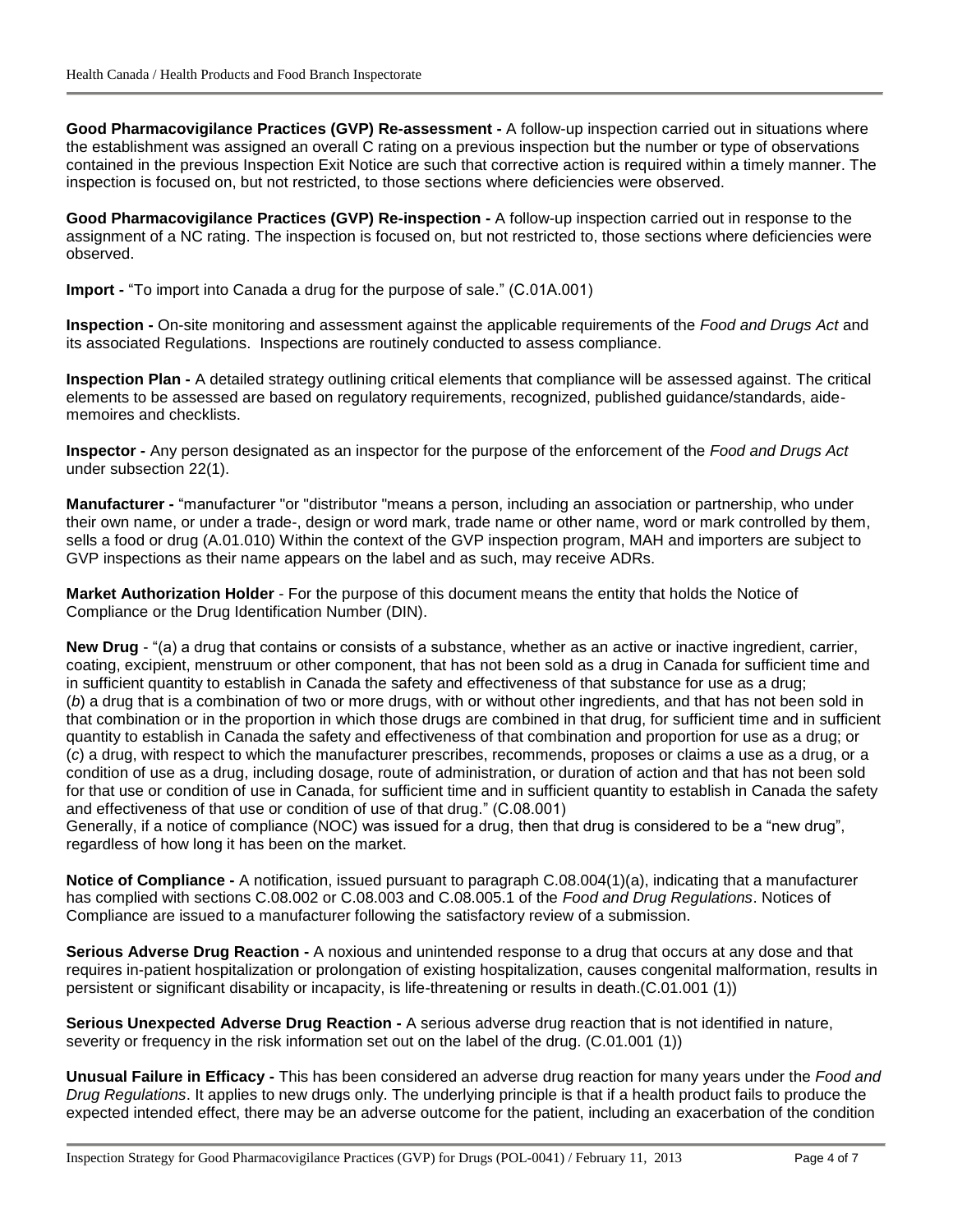**Good Pharmacovigilance Practices (GVP) Re-assessment -** A follow-up inspection carried out in situations where the establishment was assigned an overall C rating on a previous inspection but the number or type of observations contained in the previous Inspection Exit Notice are such that corrective action is required within a timely manner. The inspection is focused on, but not restricted, to those sections where deficiencies were observed.

**Good Pharmacovigilance Practices (GVP) Re-inspection -** A follow-up inspection carried out in response to the assignment of a NC rating. The inspection is focused on, but not restricted to, those sections where deficiencies were observed.

**Import -** "To import into Canada a drug for the purpose of sale." (C.01A.001)

**Inspection -** On-site monitoring and assessment against the applicable requirements of the *Food and Drugs Act* and its associated Regulations. Inspections are routinely conducted to assess compliance.

**Inspection Plan -** A detailed strategy outlining critical elements that compliance will be assessed against. The critical elements to be assessed are based on regulatory requirements, recognized, published guidance/standards, aide-memoires and checklists.

**Inspector -** Any person designated as an inspector for the purpose of the enforcement of the *Food and Drugs Act* under subsection 22(1).

**Manufacturer -** "manufacturer "or "distributor "means a person, including an association or partnership, who under their own name, or under a trade-, design or word mark, trade name or other name, word or mark controlled by them, sells a food or drug (A.01.010) Within the context of the GVP inspection program, MAH and importers are subject to GVP inspections as their name appears on the label and as such, may receive ADRs.

**Market Authorization Holder** - For the purpose of this document means the entity that holds the Notice of Compliance or the Drug Identification Number (DIN).

**New Drug** - "(a) a drug that contains or consists of a substance, whether as an active or inactive ingredient, carrier, coating, excipient, menstruum or other component, that has not been sold as a drug in Canada for sufficient time and in sufficient quantity to establish in Canada the safety and effectiveness of that substance for use as a drug;
(*b*) a drug that is a combination of two or more drugs, with or without other ingredients, and that has not been sold in that combination or in the proportion in which those drugs are combined in that drug, for sufficient time and in sufficient quantity to establish in Canada the safety and effectiveness of that combination and proportion for use as a drug; or
(*c*) a drug, with respect to which the manufacturer prescribes, recommends, proposes or claims a use as a drug, or a condition of use as a drug, including dosage, route of administration, or duration of action and that has not been sold for that use or condition of use in Canada, for sufficient time and in sufficient quantity to establish in Canada the safety and effectiveness of that use or condition of use of that drug." (C.08.001)
Generally, if a notice of compliance (NOC) was issued for a drug, then that drug is considered to be a "new drug", regardless of how long it has been on the market.

**Notice of Compliance -** A notification, issued pursuant to paragraph C.08.004(1)(a), indicating that a manufacturer has complied with sections C.08.002 or C.08.003 and C.08.005.1 of the *Food and Drug Regulations*. Notices of Compliance are issued to a manufacturer following the satisfactory review of a submission.

**Serious Adverse Drug Reaction -** A noxious and unintended response to a drug that occurs at any dose and that requires in-patient hospitalization or prolongation of existing hospitalization, causes congenital malformation, results in persistent or significant disability or incapacity, is life-threatening or results in death.(C.01.001 (1))

**Serious Unexpected Adverse Drug Reaction -** A serious adverse drug reaction that is not identified in nature, severity or frequency in the risk information set out on the label of the drug. (C.01.001 (1))

**Unusual Failure in Efficacy -** This has been considered an adverse drug reaction for many years under the *Food and Drug Regulations*. It applies to new drugs only. The underlying principle is that if a health product fails to produce the expected intended effect, there may be an adverse outcome for the patient, including an exacerbation of the condition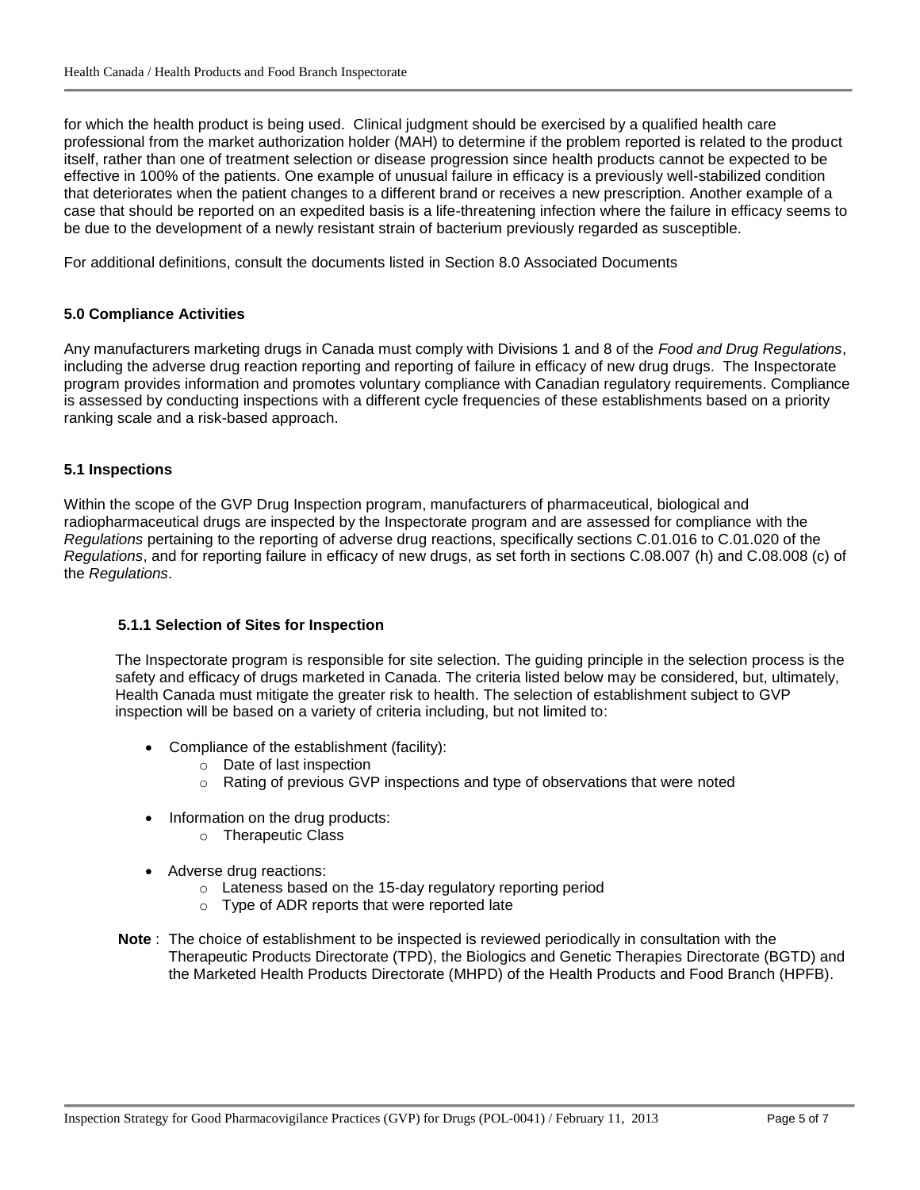for which the health product is being used. Clinical judgment should be exercised by a qualified health care professional from the market authorization holder (MAH) to determine if the problem reported is related to the product itself, rather than one of treatment selection or disease progression since health products cannot be expected to be effective in 100% of the patients. One example of unusual failure in efficacy is a previously well-stabilized condition that deteriorates when the patient changes to a different brand or receives a new prescription. Another example of a case that should be reported on an expedited basis is a life-threatening infection where the failure in efficacy seems to be due to the development of a newly resistant strain of bacterium previously regarded as susceptible.

For additional definitions, consult the documents listed in Section 8.0 Associated Documents

## 5.0 Compliance Activities

Any manufacturers marketing drugs in Canada must comply with Divisions 1 and 8 of the *Food and Drug Regulations*, including the adverse drug reaction reporting and reporting of failure in efficacy of new drug drugs. The Inspectorate program provides information and promotes voluntary compliance with Canadian regulatory requirements. Compliance is assessed by conducting inspections with a different cycle frequencies of these establishments based on a priority ranking scale and a risk-based approach.

### 5.1 Inspections

Within the scope of the GVP Drug Inspection program, manufacturers of pharmaceutical, biological and radiopharmaceutical drugs are inspected by the Inspectorate program and are assessed for compliance with the *Regulations* pertaining to the reporting of adverse drug reactions, specifically sections C.01.016 to C.01.020 of the *Regulations*, and for reporting failure in efficacy of new drugs, as set forth in sections C.08.007 (h) and C.08.008 (c) of the *Regulations*.

#### 5.1.1 Selection of Sites for Inspection

The Inspectorate program is responsible for site selection. The guiding principle in the selection process is the safety and efficacy of drugs marketed in Canada. The criteria listed below may be considered, but, ultimately, Health Canada must mitigate the greater risk to health. The selection of establishment subject to GVP inspection will be based on a variety of criteria including, but not limited to:

- Compliance of the establishment (facility):
  - Date of last inspection
  - Rating of previous GVP inspections and type of observations that were noted
- Information on the drug products:
  - Therapeutic Class
- Adverse drug reactions:
  - Lateness based on the 15-day regulatory reporting period
  - Type of ADR reports that were reported late

**Note** : The choice of establishment to be inspected is reviewed periodically in consultation with the Therapeutic Products Directorate (TPD), the Biologics and Genetic Therapies Directorate (BGTD) and the Marketed Health Products Directorate (MHPD) of the Health Products and Food Branch (HPFB).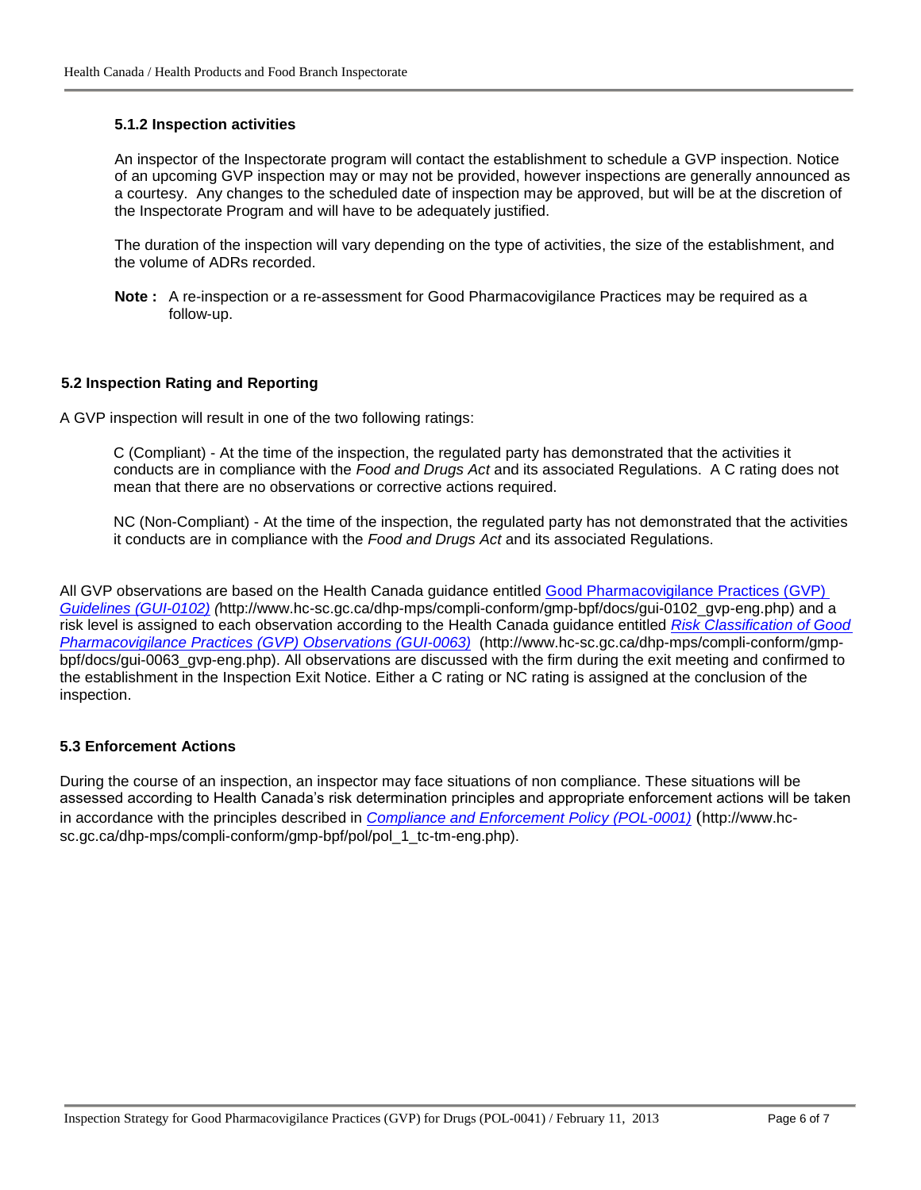#### 5.1.2 Inspection activities

An inspector of the Inspectorate program will contact the establishment to schedule a GVP inspection. Notice of an upcoming GVP inspection may or may not be provided, however inspections are generally announced as a courtesy. Any changes to the scheduled date of inspection may be approved, but will be at the discretion of the Inspectorate Program and will have to be adequately justified.

The duration of the inspection will vary depending on the type of activities, the size of the establishment, and the volume of ADRs recorded.

**Note :** A re-inspection or a re-assessment for Good Pharmacovigilance Practices may be required as a follow-up.

### 5.2 Inspection Rating and Reporting

A GVP inspection will result in one of the two following ratings:

C (Compliant) - At the time of the inspection, the regulated party has demonstrated that the activities it conducts are in compliance with the *Food and Drugs Act* and its associated Regulations. A C rating does not mean that there are no observations or corrective actions required.

NC (Non-Compliant) - At the time of the inspection, the regulated party has not demonstrated that the activities it conducts are in compliance with the *Food and Drugs Act* and its associated Regulations.

All GVP observations are based on the Health Canada guidance entitled Good Pharmacovigilance Practices (GVP) *Guidelines (GUI-0102) (*http://www.hc-sc.gc.ca/dhp-mps/compli-conform/gmp-bpf/docs/gui-0102_gvp-eng.php) and a risk level is assigned to each observation according to the Health Canada guidance entitled *Risk Classification of Good Pharmacovigilance Practices (GVP) Observations (GUI-0063)* (http://www.hc-sc.gc.ca/dhp-mps/compli-conform/gmp-bpf/docs/gui-0063_gvp-eng.php). All observations are discussed with the firm during the exit meeting and confirmed to the establishment in the Inspection Exit Notice. Either a C rating or NC rating is assigned at the conclusion of the inspection.

### 5.3 Enforcement Actions

During the course of an inspection, an inspector may face situations of non compliance. These situations will be assessed according to Health Canada's risk determination principles and appropriate enforcement actions will be taken in accordance with the principles described in *Compliance and Enforcement Policy (POL-0001)* (http://www.hc-sc.gc.ca/dhp-mps/compli-conform/gmp-bpf/pol/pol_1_tc-tm-eng.php).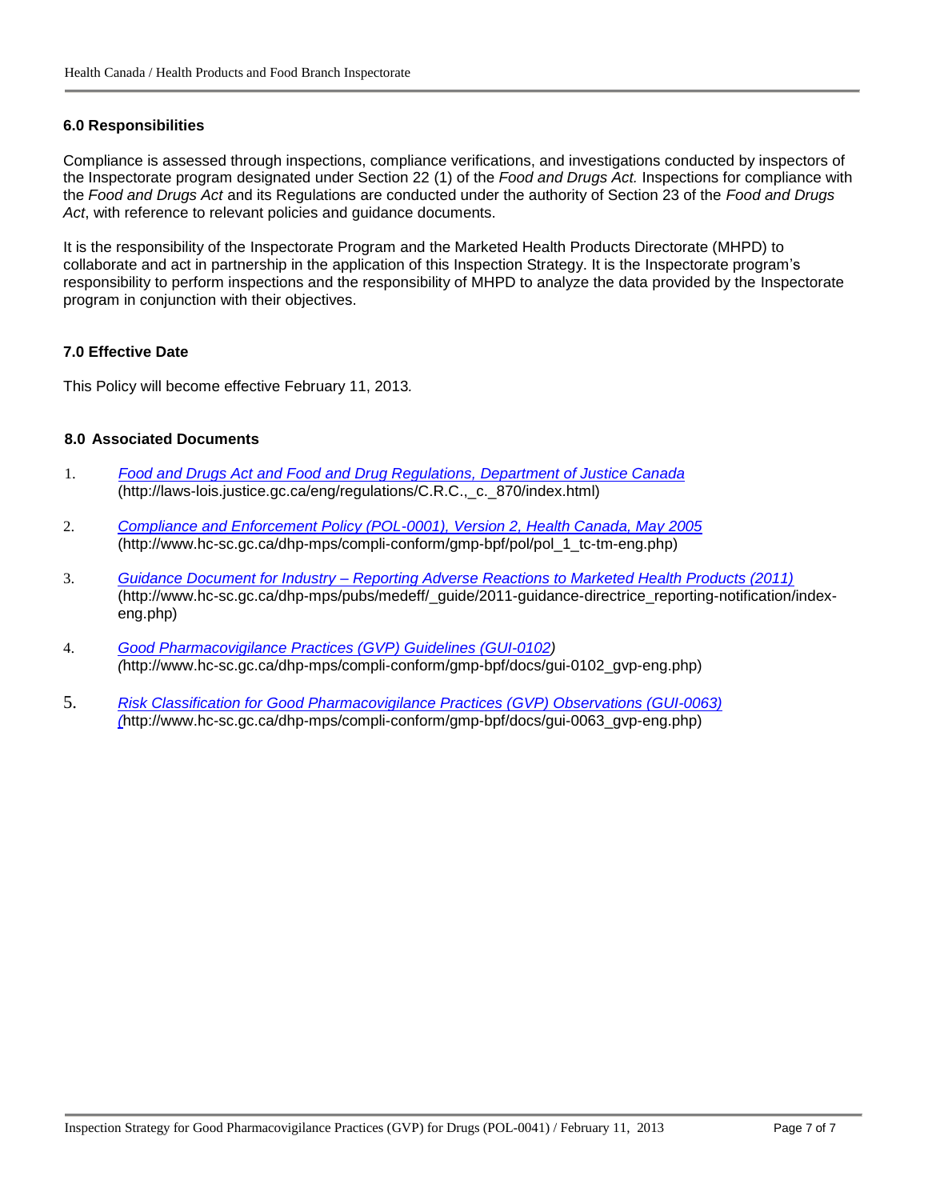## 6.0 Responsibilities

Compliance is assessed through inspections, compliance verifications, and investigations conducted by inspectors of the Inspectorate program designated under Section 22 (1) of the *Food and Drugs Act.* Inspections for compliance with the *Food and Drugs Act* and its Regulations are conducted under the authority of Section 23 of the *Food and Drugs Act*, with reference to relevant policies and guidance documents.

It is the responsibility of the Inspectorate Program and the Marketed Health Products Directorate (MHPD) to collaborate and act in partnership in the application of this Inspection Strategy. It is the Inspectorate program's responsibility to perform inspections and the responsibility of MHPD to analyze the data provided by the Inspectorate program in conjunction with their objectives.

## 7.0 Effective Date

This Policy will become effective February 11, 2013*.*

## 8.0 Associated Documents

1. *Food and Drugs Act and Food and Drug Regulations, Department of Justice Canada* (http://laws-lois.justice.gc.ca/eng/regulations/C.R.C.,_c._870/index.html)

2. *Compliance and Enforcement Policy (POL-0001), Version 2, Health Canada, May 2005* (http://www.hc-sc.gc.ca/dhp-mps/compli-conform/gmp-bpf/pol/pol_1_tc-tm-eng.php)

3. *Guidance Document for Industry – Reporting Adverse Reactions to Marketed Health Products (2011)* (http://www.hc-sc.gc.ca/dhp-mps/pubs/medeff/_guide/2011-guidance-directrice_reporting-notification/index-eng.php)

4. *Good Pharmacovigilance Practices (GVP) Guidelines (GUI-0102)* (http://www.hc-sc.gc.ca/dhp-mps/compli-conform/gmp-bpf/docs/gui-0102_gvp-eng.php)

5. *Risk Classification for Good Pharmacovigilance Practices (GVP) Observations (GUI-0063)* (http://www.hc-sc.gc.ca/dhp-mps/compli-conform/gmp-bpf/docs/gui-0063_gvp-eng.php)